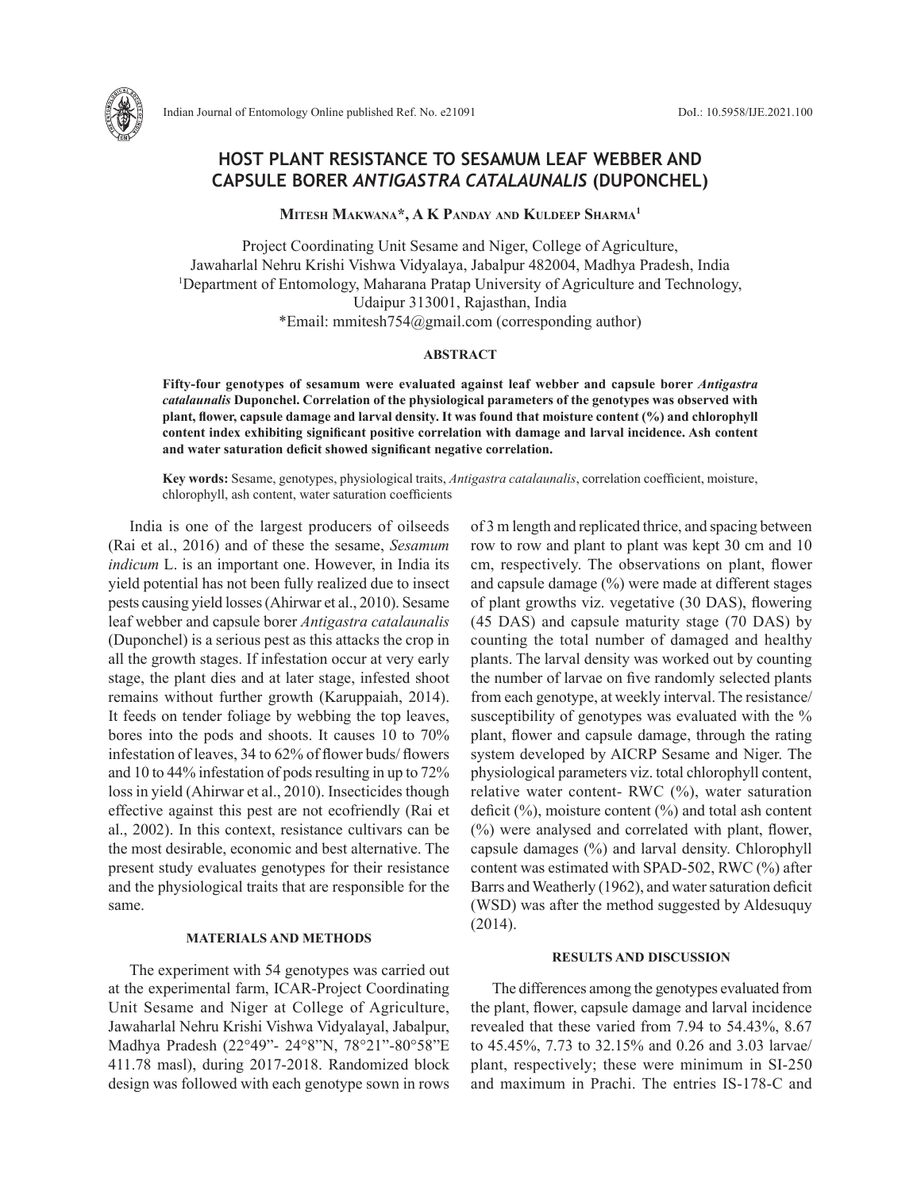# HOST PLANT RESISTANCE TO SESAMUM LEAF WEBBER AND CAPSULE BORER *ANTIGASTRA CATALAUNALIS* (DUPONCHEL)

**Mitesh Makwana\*, A K Panday and Kuldeep Sharma[1]**

Project Coordinating Unit Sesame and Niger, College of Agriculture,
Jawaharlal Nehru Krishi Vishwa Vidyalaya, Jabalpur 482004, Madhya Pradesh, India
[1]Department of Entomology, Maharana Pratap University of Agriculture and Technology,
Udaipur 313001, Rajasthan, India
\*Email: mmitesh754@gmail.com (corresponding author)

## ABSTRACT

**Fifty-four genotypes of sesamum were evaluated against leaf webber and capsule borer *Antigastra catalaunalis* Duponchel. Correlation of the physiological parameters of the genotypes was observed with plant, flower, capsule damage and larval density. It was found that moisture content (%) and chlorophyll content index exhibiting significant positive correlation with damage and larval incidence. Ash content and water saturation deficit showed significant negative correlation.**

**Key words:** Sesame, genotypes, physiological traits, *Antigastra catalaunalis*, correlation coefficient, moisture, chlorophyll, ash content, water saturation coefficients

India is one of the largest producers of oilseeds (Rai et al., 2016) and of these the sesame, *Sesamum indicum* L. is an important one. However, in India its yield potential has not been fully realized due to insect pests causing yield losses (Ahirwar et al., 2010). Sesame leaf webber and capsule borer *Antigastra catalaunalis* (Duponchel) is a serious pest as this attacks the crop in all the growth stages. If infestation occur at very early stage, the plant dies and at later stage, infested shoot remains without further growth (Karuppaiah, 2014). It feeds on tender foliage by webbing the top leaves, bores into the pods and shoots. It causes 10 to 70% infestation of leaves, 34 to 62% of flower buds/ flowers and 10 to 44% infestation of pods resulting in up to 72% loss in yield (Ahirwar et al., 2010). Insecticides though effective against this pest are not ecofriendly (Rai et al., 2002). In this context, resistance cultivars can be the most desirable, economic and best alternative. The present study evaluates genotypes for their resistance and the physiological traits that are responsible for the same.

## MATERIALS AND METHODS

The experiment with 54 genotypes was carried out at the experimental farm, ICAR-Project Coordinating Unit Sesame and Niger at College of Agriculture, Jawaharlal Nehru Krishi Vishwa Vidyalayal, Jabalpur, Madhya Pradesh (22°49"- 24°8"N, 78°21"-80°58"E 411.78 masl), during 2017-2018. Randomized block design was followed with each genotype sown in rows of 3 m length and replicated thrice, and spacing between row to row and plant to plant was kept 30 cm and 10 cm, respectively. The observations on plant, flower and capsule damage (%) were made at different stages of plant growths viz. vegetative (30 DAS), flowering (45 DAS) and capsule maturity stage (70 DAS) by counting the total number of damaged and healthy plants. The larval density was worked out by counting the number of larvae on five randomly selected plants from each genotype, at weekly interval. The resistance/susceptibility of genotypes was evaluated with the % plant, flower and capsule damage, through the rating system developed by AICRP Sesame and Niger. The physiological parameters viz. total chlorophyll content, relative water content- RWC (%), water saturation deficit (%), moisture content (%) and total ash content (%) were analysed and correlated with plant, flower, capsule damages (%) and larval density. Chlorophyll content was estimated with SPAD-502, RWC (%) after Barrs and Weatherly (1962), and water saturation deficit (WSD) was after the method suggested by Aldesuquy (2014).

## RESULTS AND DISCUSSION

The differences among the genotypes evaluated from the plant, flower, capsule damage and larval incidence revealed that these varied from 7.94 to 54.43%, 8.67 to 45.45%, 7.73 to 32.15% and 0.26 and 3.03 larvae/plant, respectively; these were minimum in SI-250 and maximum in Prachi. The entries IS-178-C and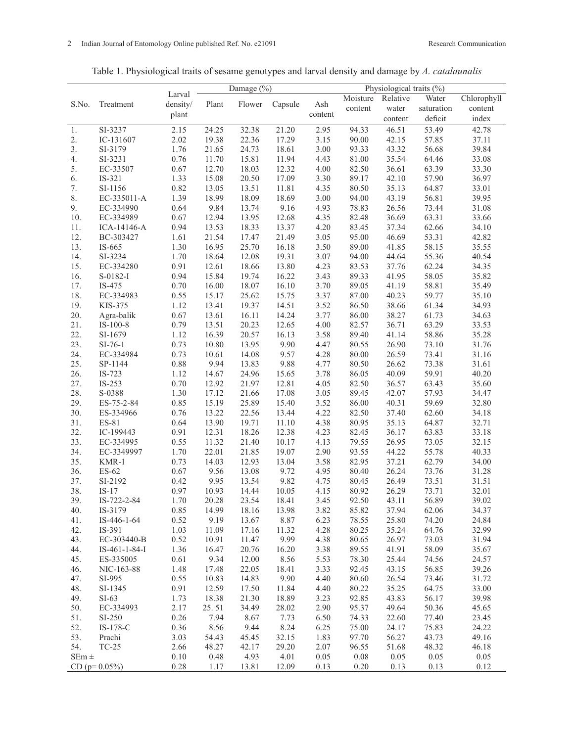Table 1. Physiological traits of sesame genotypes and larval density and damage by *A. catalaunalis*

| S.No. | Treatment | Larval density/ plant | Damage (%) | | | Physiological traits (%) | | | | |
|---|---|---|---|---|---|---|---|---|---|---|
| | | | Plant | Flower | Capsule | Ash content | Moisture content | Relative water content | Water saturation deficit | Chlorophyll content index |
| 1. | SI-3237 | 2.15 | 24.25 | 32.38 | 21.20 | 2.95 | 94.33 | 46.51 | 53.49 | 42.78 |
| 2. | IC-131607 | 2.02 | 19.38 | 22.36 | 17.29 | 3.15 | 90.00 | 42.15 | 57.85 | 37.11 |
| 3. | SI-3179 | 1.76 | 21.65 | 24.73 | 18.61 | 3.00 | 93.33 | 43.32 | 56.68 | 39.84 |
| 4. | SI-3231 | 0.76 | 11.70 | 15.81 | 11.94 | 4.43 | 81.00 | 35.54 | 64.46 | 33.08 |
| 5. | EC-33507 | 0.67 | 12.70 | 18.03 | 12.32 | 4.00 | 82.50 | 36.61 | 63.39 | 33.30 |
| 6. | IS-321 | 1.33 | 15.08 | 20.50 | 17.09 | 3.30 | 89.17 | 42.10 | 57.90 | 36.97 |
| 7. | SI-1156 | 0.82 | 13.05 | 13.51 | 11.81 | 4.35 | 80.50 | 35.13 | 64.87 | 33.01 |
| 8. | EC-335011-A | 1.39 | 18.99 | 18.09 | 18.69 | 3.00 | 94.00 | 43.19 | 56.81 | 39.95 |
| 9. | EC-334990 | 0.64 | 9.84 | 13.74 | 9.16 | 4.93 | 78.83 | 26.56 | 73.44 | 31.08 |
| 10. | EC-334989 | 0.67 | 12.94 | 13.95 | 12.68 | 4.35 | 82.48 | 36.69 | 63.31 | 33.66 |
| 11. | ICA-14146-A | 0.94 | 13.53 | 18.33 | 13.37 | 4.20 | 83.45 | 37.34 | 62.66 | 34.10 |
| 12. | BC-303427 | 1.61 | 21.54 | 17.47 | 21.49 | 3.05 | 95.00 | 46.69 | 53.31 | 42.82 |
| 13. | IS-665 | 1.30 | 16.95 | 25.70 | 16.18 | 3.50 | 89.00 | 41.85 | 58.15 | 35.55 |
| 14. | SI-3234 | 1.70 | 18.64 | 12.08 | 19.31 | 3.07 | 94.00 | 44.64 | 55.36 | 40.54 |
| 15. | EC-334280 | 0.91 | 12.61 | 18.66 | 13.80 | 4.23 | 83.53 | 37.76 | 62.24 | 34.35 |
| 16. | S-0182-I | 0.94 | 15.84 | 19.74 | 16.22 | 3.43 | 89.33 | 41.95 | 58.05 | 35.82 |
| 17. | IS-475 | 0.70 | 16.00 | 18.07 | 16.10 | 3.70 | 89.05 | 41.19 | 58.81 | 35.49 |
| 18. | EC-334983 | 0.55 | 15.17 | 25.62 | 15.75 | 3.37 | 87.00 | 40.23 | 59.77 | 35.10 |
| 19. | KIS-375 | 1.12 | 13.41 | 19.37 | 14.51 | 3.52 | 86.50 | 38.66 | 61.34 | 34.93 |
| 20. | Agra-balik | 0.67 | 13.61 | 16.11 | 14.24 | 3.77 | 86.00 | 38.27 | 61.73 | 34.63 |
| 21. | IS-100-8 | 0.79 | 13.51 | 20.23 | 12.65 | 4.00 | 82.57 | 36.71 | 63.29 | 33.53 |
| 22. | SI-1679 | 1.12 | 16.39 | 20.57 | 16.13 | 3.58 | 89.40 | 41.14 | 58.86 | 35.28 |
| 23. | SI-76-1 | 0.73 | 10.80 | 13.95 | 9.90 | 4.47 | 80.55 | 26.90 | 73.10 | 31.76 |
| 24. | EC-334984 | 0.73 | 10.61 | 14.08 | 9.57 | 4.28 | 80.00 | 26.59 | 73.41 | 31.16 |
| 25. | SP-1144 | 0.88 | 9.94 | 13.83 | 9.88 | 4.77 | 80.50 | 26.62 | 73.38 | 31.61 |
| 26. | IS-723 | 1.12 | 14.67 | 24.96 | 15.65 | 3.78 | 86.05 | 40.09 | 59.91 | 40.20 |
| 27. | IS-253 | 0.70 | 12.92 | 21.97 | 12.81 | 4.05 | 82.50 | 36.57 | 63.43 | 35.60 |
| 28. | S-0388 | 1.30 | 17.12 | 21.66 | 17.08 | 3.05 | 89.45 | 42.07 | 57.93 | 34.47 |
| 29. | ES-75-2-84 | 0.85 | 15.19 | 25.89 | 15.40 | 3.52 | 86.00 | 40.31 | 59.69 | 32.80 |
| 30. | ES-334966 | 0.76 | 13.22 | 22.56 | 13.44 | 4.22 | 82.50 | 37.40 | 62.60 | 34.18 |
| 31. | ES-81 | 0.64 | 13.90 | 19.71 | 11.10 | 4.38 | 80.95 | 35.13 | 64.87 | 32.71 |
| 32. | IC-199443 | 0.91 | 12.31 | 18.26 | 12.38 | 4.23 | 82.45 | 36.17 | 63.83 | 33.18 |
| 33. | EC-334995 | 0.55 | 11.32 | 21.40 | 10.17 | 4.13 | 79.55 | 26.95 | 73.05 | 32.15 |
| 34. | EC-3349997 | 1.70 | 22.01 | 21.85 | 19.07 | 2.90 | 93.55 | 44.22 | 55.78 | 40.33 |
| 35. | KMR-1 | 0.73 | 14.03 | 12.93 | 13.04 | 3.58 | 82.95 | 37.21 | 62.79 | 34.00 |
| 36. | ES-62 | 0.67 | 9.56 | 13.08 | 9.72 | 4.95 | 80.40 | 26.24 | 73.76 | 31.28 |
| 37. | SI-2192 | 0.42 | 9.95 | 13.54 | 9.82 | 4.75 | 80.45 | 26.49 | 73.51 | 31.51 |
| 38. | IS-17 | 0.97 | 10.93 | 14.44 | 10.05 | 4.15 | 80.92 | 26.29 | 73.71 | 32.01 |
| 39. | IS-722-2-84 | 1.70 | 20.28 | 23.54 | 18.41 | 3.45 | 92.50 | 43.11 | 56.89 | 39.02 |
| 40. | IS-3179 | 0.85 | 14.99 | 18.16 | 13.98 | 3.82 | 85.82 | 37.94 | 62.06 | 34.37 |
| 41. | IS-446-1-64 | 0.52 | 9.19 | 13.67 | 8.87 | 6.23 | 78.55 | 25.80 | 74.20 | 24.84 |
| 42. | IS-391 | 1.03 | 11.09 | 17.16 | 11.32 | 4.28 | 80.25 | 35.24 | 64.76 | 32.99 |
| 43. | EC-303440-B | 0.52 | 10.91 | 11.47 | 9.99 | 4.38 | 80.65 | 26.97 | 73.03 | 31.94 |
| 44. | IS-461-1-84-I | 1.36 | 16.47 | 20.76 | 16.20 | 3.38 | 89.55 | 41.91 | 58.09 | 35.67 |
| 45. | ES-335005 | 0.61 | 9.34 | 12.00 | 8.56 | 5.53 | 78.30 | 25.44 | 74.56 | 24.57 |
| 46. | NIC-163-88 | 1.48 | 17.48 | 22.05 | 18.41 | 3.33 | 92.45 | 43.15 | 56.85 | 39.26 |
| 47. | SI-995 | 0.55 | 10.83 | 14.83 | 9.90 | 4.40 | 80.60 | 26.54 | 73.46 | 31.72 |
| 48. | SI-1345 | 0.91 | 12.59 | 17.50 | 11.84 | 4.40 | 80.22 | 35.25 | 64.75 | 33.00 |
| 49. | SI-63 | 1.73 | 18.38 | 21.30 | 18.89 | 3.23 | 92.85 | 43.83 | 56.17 | 39.98 |
| 50. | EC-334993 | 2.17 | 25. 51 | 34.49 | 28.02 | 2.90 | 95.37 | 49.64 | 50.36 | 45.65 |
| 51. | SI-250 | 0.26 | 7.94 | 8.67 | 7.73 | 6.50 | 74.33 | 22.60 | 77.40 | 23.45 |
| 52. | IS-178-C | 0.36 | 8.56 | 9.44 | 8.24 | 6.25 | 75.00 | 24.17 | 75.83 | 24.22 |
| 53. | Prachi | 3.03 | 54.43 | 45.45 | 32.15 | 1.83 | 97.70 | 56.27 | 43.73 | 49.16 |
| 54. | TC-25 | 2.66 | 48.27 | 42.17 | 29.20 | 2.07 | 96.55 | 51.68 | 48.32 | 46.18 |
| SEm ± | | 0.10 | 0.48 | 4.93 | 4.01 | 0.05 | 0.08 | 0.05 | 0.05 | 0.05 |
| CD (p= 0.05%) | | 0.28 | 1.17 | 13.81 | 12.09 | 0.13 | 0.20 | 0.13 | 0.13 | 0.12 |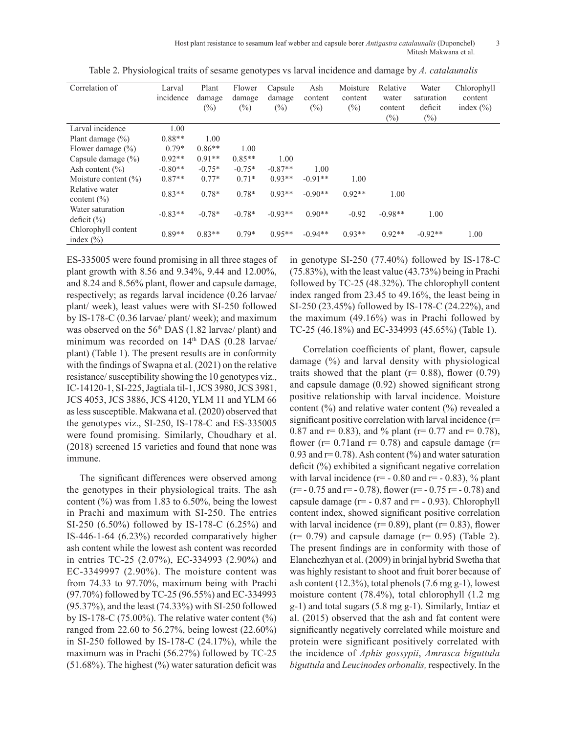Table 2. Physiological traits of sesame genotypes vs larval incidence and damage by *A. catalaunalis*

| Correlation of | Larval incidence | Plant damage (%) | Flower damage (%) | Capsule damage (%) | Ash content (%) | Moisture content (%) | Relative water content (%) | Water saturation deficit (%) | Chlorophyll content index (%) |
|---|---|---|---|---|---|---|---|---|---|
| Larval incidence | 1.00 | | | | | | | | |
| Plant damage (%) | 0.88** | 1.00 | | | | | | | |
| Flower damage (%) | 0.79* | 0.86** | 1.00 | | | | | | |
| Capsule damage (%) | 0.92** | 0.91** | 0.85** | 1.00 | | | | | |
| Ash content (%) | -0.80** | -0.75* | -0.75* | -0.87** | 1.00 | | | | |
| Moisture content (%) | 0.87** | 0.77* | 0.71* | 0.93** | -0.91** | 1.00 | | | |
| Relative water content (%) | 0.83** | 0.78* | 0.78* | 0.93** | -0.90** | 0.92** | 1.00 | | |
| Water saturation deficit (%) | -0.83** | -0.78* | -0.78* | -0.93** | 0.90** | -0.92 | -0.98** | 1.00 | |
| Chlorophyll content index (%) | 0.89** | 0.83** | 0.79* | 0.95** | -0.94** | 0.93** | 0.92** | -0.92** | 1.00 |

ES-335005 were found promising in all three stages of plant growth with 8.56 and 9.34%, 9.44 and 12.00%, and 8.24 and 8.56% plant, flower and capsule damage, respectively; as regards larval incidence (0.26 larvae/ plant/ week), least values were with SI-250 followed by IS-178-C (0.36 larvae/ plant/ week); and maximum was observed on the 56th DAS (1.82 larvae/ plant) and minimum was recorded on 14th DAS (0.28 larvae/ plant) (Table 1). The present results are in conformity with the findings of Swapna et al. (2021) on the relative resistance/ susceptibility showing the 10 genotypes viz., IC-14120-1, SI-225, Jagtiala til-1, JCS 3980, JCS 3981, JCS 4053, JCS 3886, JCS 4120, YLM 11 and YLM 66 as less susceptible. Makwana et al. (2020) observed that the genotypes viz., SI-250, IS-178-C and ES-335005 were found promising. Similarly, Choudhary et al. (2018) screened 15 varieties and found that none was immune.

The significant differences were observed among the genotypes in their physiological traits. The ash content (%) was from 1.83 to 6.50%, being the lowest in Prachi and maximum with SI-250. The entries SI-250 (6.50%) followed by IS-178-C (6.25%) and IS-446-1-64 (6.23%) recorded comparatively higher ash content while the lowest ash content was recorded in entries TC-25 (2.07%), EC-334993 (2.90%) and EC-3349997 (2.90%). The moisture content was from 74.33 to 97.70%, maximum being with Prachi (97.70%) followed by TC-25 (96.55%) and EC-334993 (95.37%), and the least (74.33%) with SI-250 followed by IS-178-C (75.00%). The relative water content (%) ranged from 22.60 to 56.27%, being lowest (22.60%) in SI-250 followed by IS-178-C (24.17%), while the maximum was in Prachi (56.27%) followed by TC-25 (51.68%). The highest (%) water saturation deficit was in genotype SI-250 (77.40%) followed by IS-178-C (75.83%), with the least value (43.73%) being in Prachi followed by TC-25 (48.32%). The chlorophyll content index ranged from 23.45 to 49.16%, the least being in SI-250 (23.45%) followed by IS-178-C (24.22%), and the maximum (49.16%) was in Prachi followed by TC-25 (46.18%) and EC-334993 (45.65%) (Table 1).

Correlation coefficients of plant, flower, capsule damage (%) and larval density with physiological traits showed that the plant (r= 0.88), flower (0.79) and capsule damage (0.92) showed significant strong positive relationship with larval incidence. Moisture content (%) and relative water content (%) revealed a significant positive correlation with larval incidence (r= 0.87 and r= 0.83), and % plant (r= 0.77 and r= 0.78), flower (r= 0.71and r= 0.78) and capsule damage (r= 0.93 and r= 0.78). Ash content (%) and water saturation deficit (%) exhibited a significant negative correlation with larval incidence (r= - 0.80 and r= - 0.83), % plant (r= - 0.75 and r= - 0.78), flower (r= - 0.75 r= - 0.78) and capsule damage (r= - 0.87 and r= - 0.93). Chlorophyll content index, showed significant positive correlation with larval incidence (r= 0.89), plant (r= 0.83), flower (r= 0.79) and capsule damage (r= 0.95) (Table 2). The present findings are in conformity with those of Elanchezhyan et al. (2009) in brinjal hybrid Swetha that was highly resistant to shoot and fruit borer because of ash content (12.3%), total phenols (7.6 mg g-1), lowest moisture content (78.4%), total chlorophyll (1.2 mg g-1) and total sugars (5.8 mg g-1). Similarly, Imtiaz et al. (2015) observed that the ash and fat content were significantly negatively correlated while moisture and protein were significant positively correlated with the incidence of *Aphis gossypii*, *Amrasca biguttula biguttula* and *Leucinodes orbonalis,* respectively. In the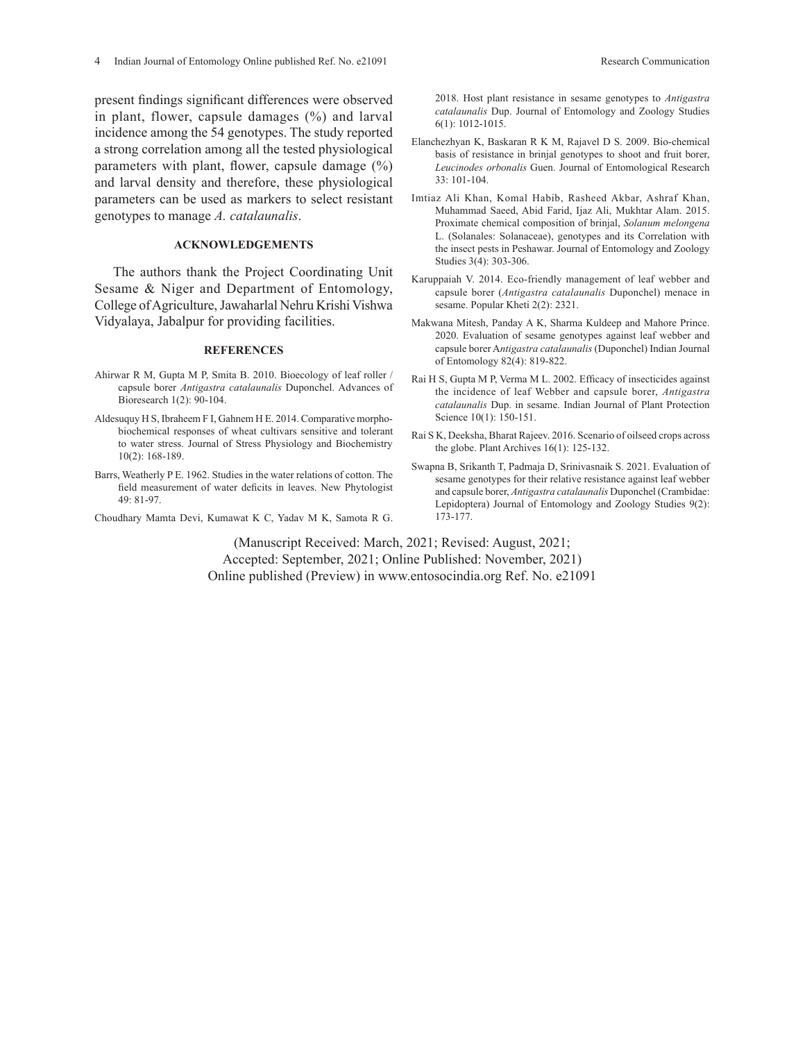present findings significant differences were observed in plant, flower, capsule damages (%) and larval incidence among the 54 genotypes. The study reported a strong correlation among all the tested physiological parameters with plant, flower, capsule damage (%) and larval density and therefore, these physiological parameters can be used as markers to select resistant genotypes to manage *A. catalaunalis*.

## ACKNOWLEDGEMENTS

The authors thank the Project Coordinating Unit Sesame & Niger and Department of Entomology, College of Agriculture, Jawaharlal Nehru Krishi Vishwa Vidyalaya, Jabalpur for providing facilities.

## REFERENCES

Ahirwar R M, Gupta M P, Smita B. 2010. Bioecology of leaf roller / capsule borer *Antigastra catalaunalis* Duponchel. Advances of Bioresearch 1(2): 90-104.

Aldesuquy H S, Ibraheem F I, Gahnem H E. 2014. Comparative morpho-biochemical responses of wheat cultivars sensitive and tolerant to water stress. Journal of Stress Physiology and Biochemistry 10(2): 168-189.

Barrs, Weatherly P E. 1962. Studies in the water relations of cotton. The field measurement of water deficits in leaves. New Phytologist 49: 81-97.

Choudhary Mamta Devi, Kumawat K C, Yadav M K, Samota R G. 2018. Host plant resistance in sesame genotypes to *Antigastra catalaunalis* Dup. Journal of Entomology and Zoology Studies 6(1): 1012-1015.

Elanchezhyan K, Baskaran R K M, Rajavel D S. 2009. Bio-chemical basis of resistance in brinjal genotypes to shoot and fruit borer, *Leucinodes orbonalis* Guen. Journal of Entomological Research 33: 101-104.

Imtiaz Ali Khan, Komal Habib, Rasheed Akbar, Ashraf Khan, Muhammad Saeed, Abid Farid, Ijaz Ali, Mukhtar Alam. 2015. Proximate chemical composition of brinjal, *Solanum melongena* L. (Solanales: Solanaceae), genotypes and its Correlation with the insect pests in Peshawar. Journal of Entomology and Zoology Studies 3(4): 303-306.

Karuppaiah V. 2014. Eco-friendly management of leaf webber and capsule borer (*Antigastra catalaunalis* Duponchel) menace in sesame. Popular Kheti 2(2): 2321.

Makwana Mitesh, Panday A K, Sharma Kuldeep and Mahore Prince. 2020. Evaluation of sesame genotypes against leaf webber and capsule borer A*ntigastra catalaunalis* (Duponchel) Indian Journal of Entomology 82(4): 819-822.

Rai H S, Gupta M P, Verma M L. 2002. Efficacy of insecticides against the incidence of leaf Webber and capsule borer, *Antigastra catalaunalis* Dup. in sesame. Indian Journal of Plant Protection Science 10(1): 150-151.

Rai S K, Deeksha, Bharat Rajeev. 2016. Scenario of oilseed crops across the globe. Plant Archives 16(1): 125-132.

Swapna B, Srikanth T, Padmaja D, Srinivasnaik S. 2021. Evaluation of sesame genotypes for their relative resistance against leaf webber and capsule borer, *Antigastra catalaunalis* Duponchel (Crambidae: Lepidoptera) Journal of Entomology and Zoology Studies 9(2): 173-177.

(Manuscript Received: March, 2021; Revised: August, 2021;
Accepted: September, 2021; Online Published: November, 2021)
Online published (Preview) in www.entosocindia.org Ref. No. e21091